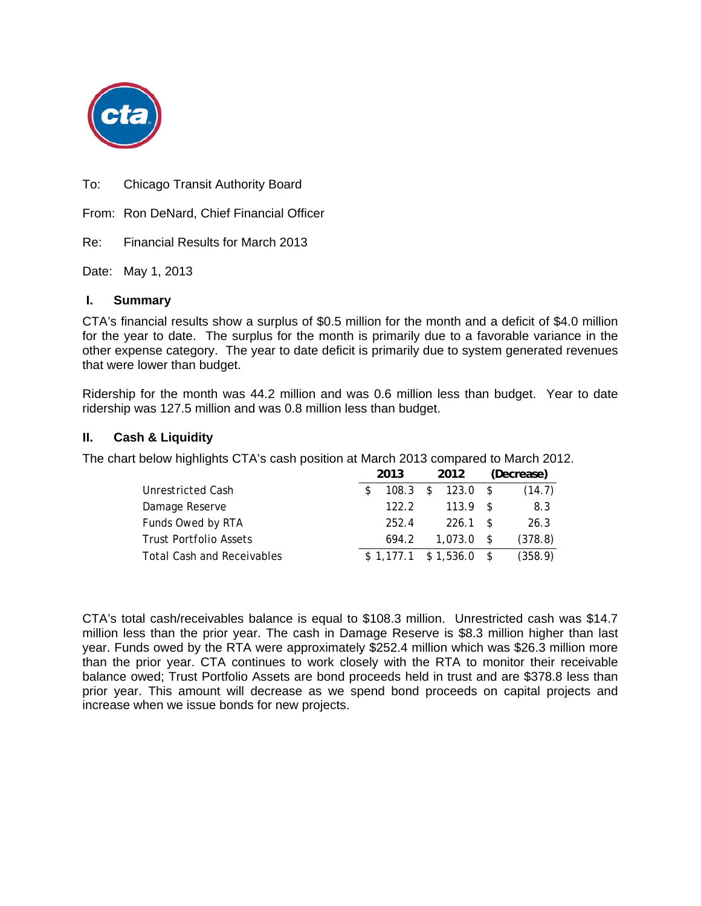To: Chicago Transit Authority Board

From: Ron DeNard, Chief Financial Officer

Re: Financial Results for March 2013

Date: May 1, 2013

## I. Summary

CTA's financial results show a surplus of $0.5 million for the month and a deficit of $4.0 million for the year to date. The surplus for the month is primarily due to a favorable variance in the other expense category. The year to date deficit is primarily due to system generated revenues that were lower than budget.

Ridership for the month was 44.2 million and was 0.6 million less than budget. Year to date ridership was 127.5 million and was 0.8 million less than budget.

## II. Cash & Liquidity

The chart below highlights CTA's cash position at March 2013 compared to March 2012.

| | 2013 | 2012 | (Decrease) |
|---|---|---|---|
| Unrestricted Cash | $ 108.3 | $ 123.0 | $ (14.7) |
| Damage Reserve | 122.2 | 113.9 | $ 8.3 |
| Funds Owed by RTA | 252.4 | 226.1 | $ 26.3 |
| Trust Portfolio Assets | 694.2 | 1,073.0 | $ (378.8) |
| Total Cash and Receivables | $ 1,177.1 | $ 1,536.0 | $ (358.9) |

CTA's total cash/receivables balance is equal to $108.3 million. Unrestricted cash was $14.7 million less than the prior year. The cash in Damage Reserve is $8.3 million higher than last year. Funds owed by the RTA were approximately $252.4 million which was $26.3 million more than the prior year. CTA continues to work closely with the RTA to monitor their receivable balance owed; Trust Portfolio Assets are bond proceeds held in trust and are $378.8 less than prior year. This amount will decrease as we spend bond proceeds on capital projects and increase when we issue bonds for new projects.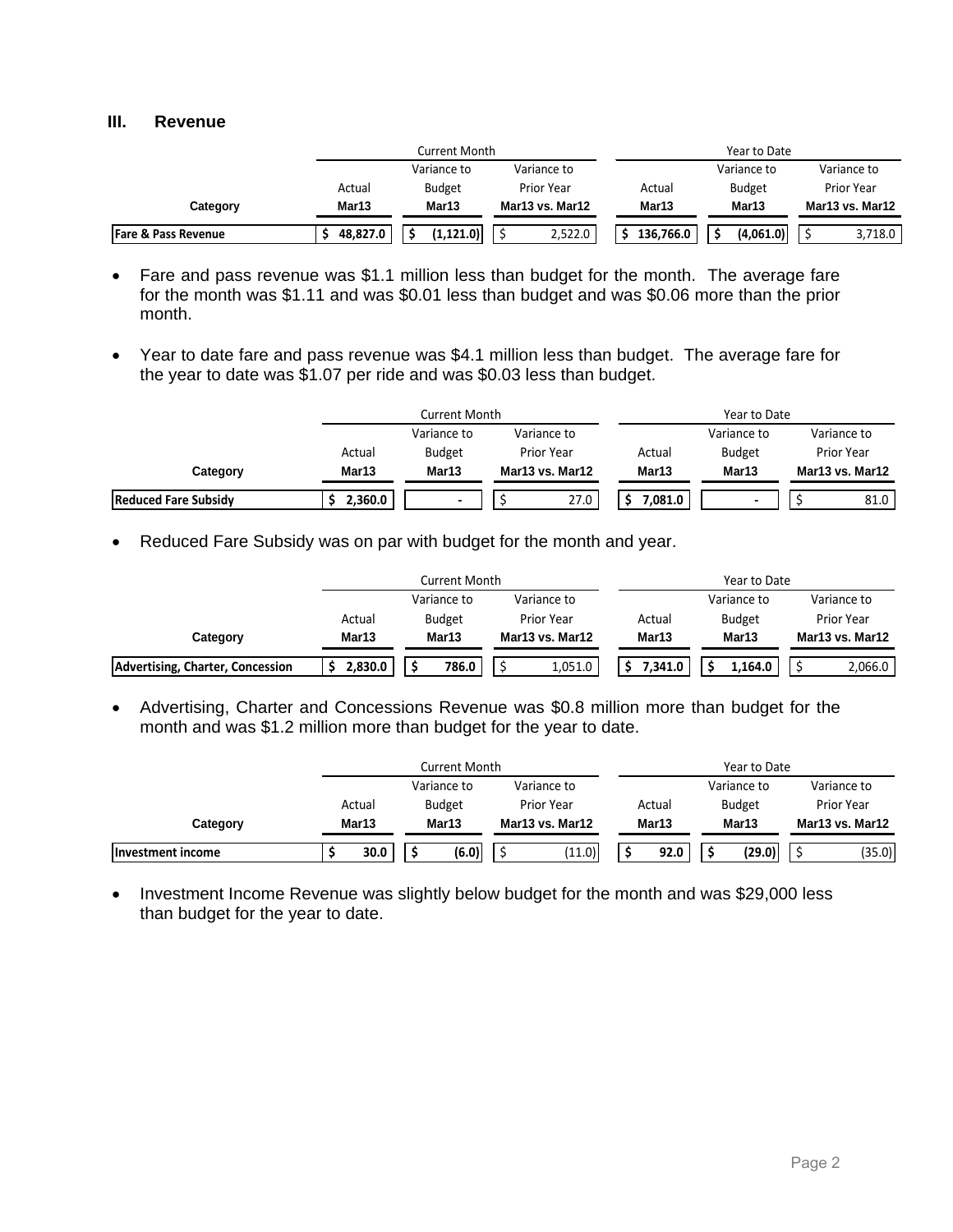## III. Revenue

| Category | Current Month | | | Year to Date | | |
|---|---|---|---|---|---|---|
| | Actual Mar13 | Variance to Budget Mar13 | Variance to Prior Year Mar13 vs. Mar12 | Actual Mar13 | Variance to Budget Mar13 | Variance to Prior Year Mar13 vs. Mar12 |
| **Fare & Pass Revenue** | $ 48,827.0 | $ (1,121.0) | $ 2,522.0 | $ 136,766.0 | $ (4,061.0) | $ 3,718.0 |

- Fare and pass revenue was $1.1 million less than budget for the month. The average fare for the month was $1.11 and was $0.01 less than budget and was $0.06 more than the prior month.
- Year to date fare and pass revenue was $4.1 million less than budget. The average fare for the year to date was $1.07 per ride and was $0.03 less than budget.

| Category | Current Month | | | Year to Date | | |
|---|---|---|---|---|---|---|
| | Actual Mar13 | Variance to Budget Mar13 | Variance to Prior Year Mar13 vs. Mar12 | Actual Mar13 | Variance to Budget Mar13 | Variance to Prior Year Mar13 vs. Mar12 |
| **Reduced Fare Subsidy** | $ 2,360.0 | - | $ 27.0 | $ 7,081.0 | - | $ 81.0 |

- Reduced Fare Subsidy was on par with budget for the month and year.

| Category | Current Month | | | Year to Date | | |
|---|---|---|---|---|---|---|
| | Actual Mar13 | Variance to Budget Mar13 | Variance to Prior Year Mar13 vs. Mar12 | Actual Mar13 | Variance to Budget Mar13 | Variance to Prior Year Mar13 vs. Mar12 |
| **Advertising, Charter, Concession** | $ 2,830.0 | $ 786.0 | $ 1,051.0 | $ 7,341.0 | $ 1,164.0 | $ 2,066.0 |

- Advertising, Charter and Concessions Revenue was $0.8 million more than budget for the month and was $1.2 million more than budget for the year to date.

| Category | Current Month | | | Year to Date | | |
|---|---|---|---|---|---|---|
| | Actual Mar13 | Variance to Budget Mar13 | Variance to Prior Year Mar13 vs. Mar12 | Actual Mar13 | Variance to Budget Mar13 | Variance to Prior Year Mar13 vs. Mar12 |
| **Investment income** | $ 30.0 | $ (6.0) | $ (11.0) | $ 92.0 | $ (29.0) | $ (35.0) |

- Investment Income Revenue was slightly below budget for the month and was $29,000 less than budget for the year to date.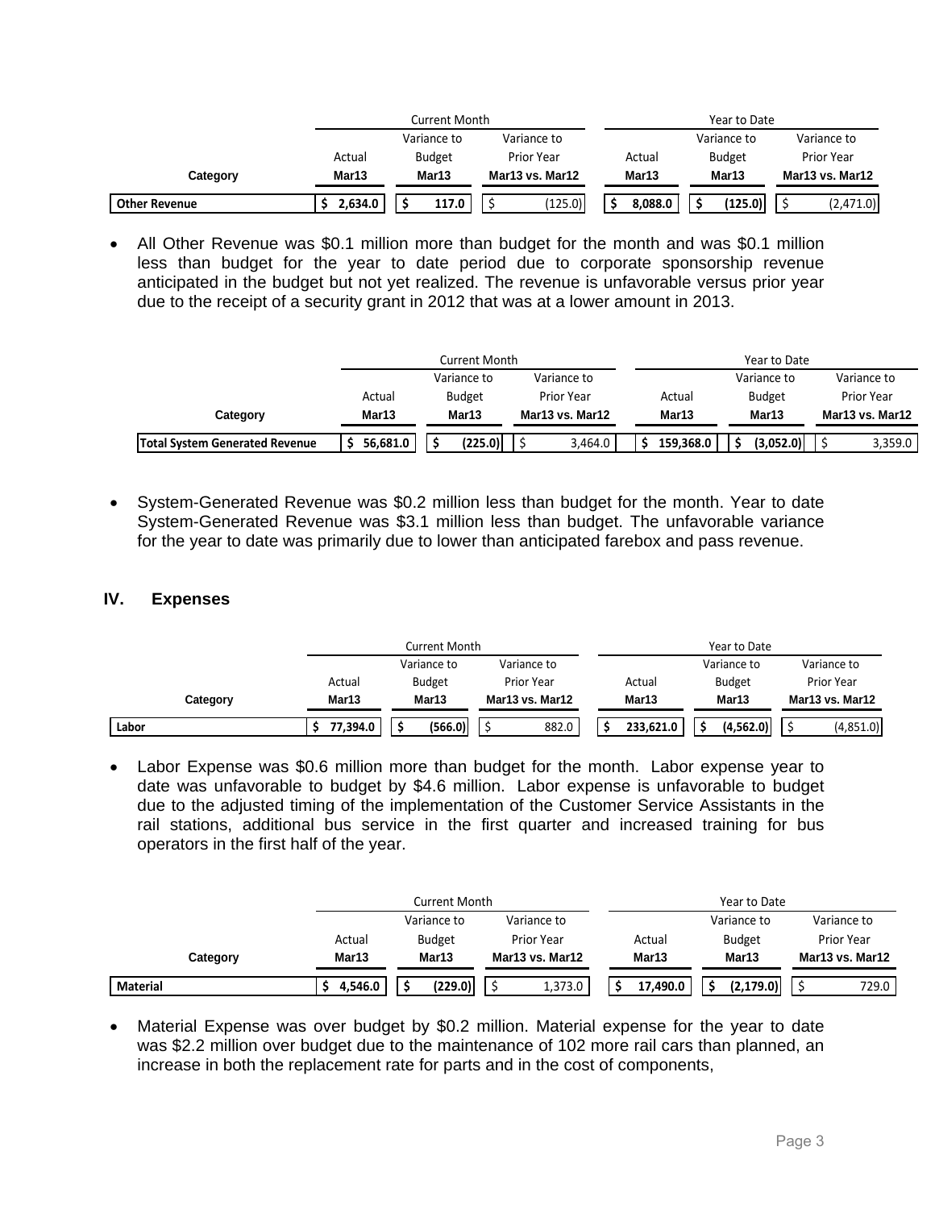| | Current Month | | | Year to Date | | |
|---|---|---|---|---|---|---|
| | Actual | Variance to Budget | Variance to Prior Year | Actual | Variance to Budget | Variance to Prior Year |
| **Category** | **Mar13** | **Mar13** | **Mar13 vs. Mar12** | **Mar13** | **Mar13** | **Mar13 vs. Mar12** |
| **Other Revenue** | **$ 2,634.0** | **$ 117.0** | $ (125.0) | **$ 8,088.0** | **$ (125.0)** | $ (2,471.0) |

- All Other Revenue was $0.1 million more than budget for the month and was $0.1 million less than budget for the year to date period due to corporate sponsorship revenue anticipated in the budget but not yet realized. The revenue is unfavorable versus prior year due to the receipt of a security grant in 2012 that was at a lower amount in 2013.

| | Current Month | | | Year to Date | | |
|---|---|---|---|---|---|---|
| | Actual | Variance to Budget | Variance to Prior Year | Actual | Variance to Budget | Variance to Prior Year |
| **Category** | **Mar13** | **Mar13** | **Mar13 vs. Mar12** | **Mar13** | **Mar13** | **Mar13 vs. Mar12** |
| **Total System Generated Revenue** | **$ 56,681.0** | **$ (225.0)** | $ 3,464.0 | **$ 159,368.0** | **$ (3,052.0)** | $ 3,359.0 |

- System-Generated Revenue was $0.2 million less than budget for the month. Year to date System-Generated Revenue was $3.1 million less than budget. The unfavorable variance for the year to date was primarily due to lower than anticipated farebox and pass revenue.

## IV. Expenses

| | Current Month | | | Year to Date | | |
|---|---|---|---|---|---|---|
| | Actual | Variance to Budget | Variance to Prior Year | Actual | Variance to Budget | Variance to Prior Year |
| **Category** | **Mar13** | **Mar13** | **Mar13 vs. Mar12** | **Mar13** | **Mar13** | **Mar13 vs. Mar12** |
| **Labor** | **$ 77,394.0** | **$ (566.0)** | $ 882.0 | **$ 233,621.0** | **$ (4,562.0)** | $ (4,851.0) |

- Labor Expense was $0.6 million more than budget for the month. Labor expense year to date was unfavorable to budget by $4.6 million. Labor expense is unfavorable to budget due to the adjusted timing of the implementation of the Customer Service Assistants in the rail stations, additional bus service in the first quarter and increased training for bus operators in the first half of the year.

| | Current Month | | | Year to Date | | |
|---|---|---|---|---|---|---|
| | Actual | Variance to Budget | Variance to Prior Year | Actual | Variance to Budget | Variance to Prior Year |
| **Category** | **Mar13** | **Mar13** | **Mar13 vs. Mar12** | **Mar13** | **Mar13** | **Mar13 vs. Mar12** |
| **Material** | **$ 4,546.0** | **$ (229.0)** | $ 1,373.0 | **$ 17,490.0** | **$ (2,179.0)** | $ 729.0 |

- Material Expense was over budget by $0.2 million. Material expense for the year to date was $2.2 million over budget due to the maintenance of 102 more rail cars than planned, an increase in both the replacement rate for parts and in the cost of components,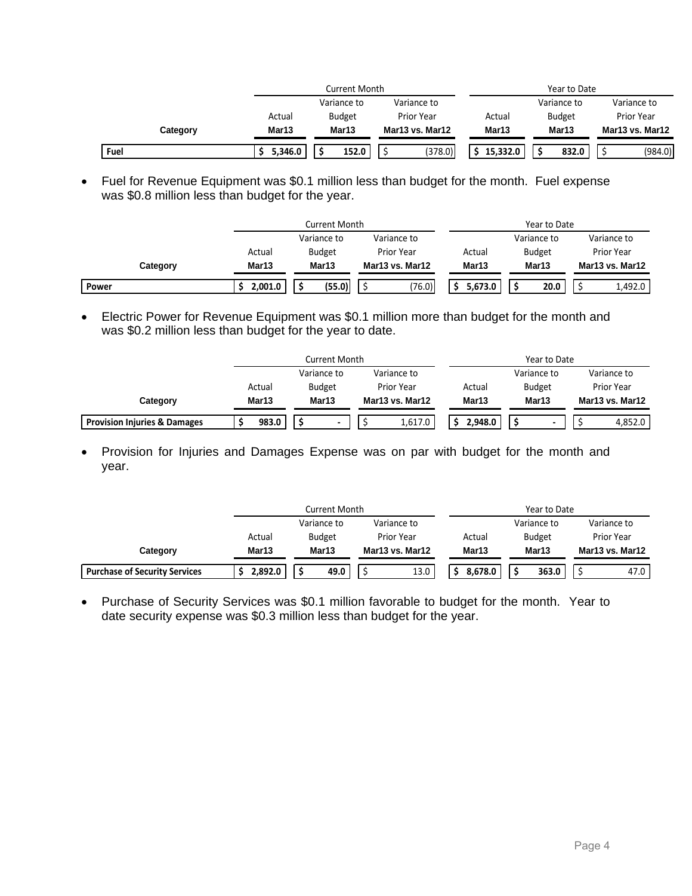| Category | Current Month | | | Year to Date | | |
|---|---|---|---|---|---|---|
| | Actual Mar13 | Variance to Budget Mar13 | Variance to Prior Year Mar13 vs. Mar12 | Actual Mar13 | Variance to Budget Mar13 | Variance to Prior Year Mar13 vs. Mar12 |
| **Fuel** | **$ 5,346.0** | **$ 152.0** | $ (378.0) | **$ 15,332.0** | **$ 832.0** | $ (984.0) |

- Fuel for Revenue Equipment was $0.1 million less than budget for the month. Fuel expense was $0.8 million less than budget for the year.

| Category | Current Month | | | Year to Date | | |
|---|---|---|---|---|---|---|
| | Actual Mar13 | Variance to Budget Mar13 | Variance to Prior Year Mar13 vs. Mar12 | Actual Mar13 | Variance to Budget Mar13 | Variance to Prior Year Mar13 vs. Mar12 |
| **Power** | **$ 2,001.0** | **$ (55.0)** | $ (76.0) | **$ 5,673.0** | **$ 20.0** | $ 1,492.0 |

- Electric Power for Revenue Equipment was $0.1 million more than budget for the month and was $0.2 million less than budget for the year to date.

| Category | Current Month | | | Year to Date | | |
|---|---|---|---|---|---|---|
| | Actual Mar13 | Variance to Budget Mar13 | Variance to Prior Year Mar13 vs. Mar12 | Actual Mar13 | Variance to Budget Mar13 | Variance to Prior Year Mar13 vs. Mar12 |
| **Provision Injuries & Damages** | **$ 983.0** | **$ -** | $ 1,617.0 | **$ 2,948.0** | **$ -** | $ 4,852.0 |

- Provision for Injuries and Damages Expense was on par with budget for the month and year.

| Category | Current Month | | | Year to Date | | |
|---|---|---|---|---|---|---|
| | Actual Mar13 | Variance to Budget Mar13 | Variance to Prior Year Mar13 vs. Mar12 | Actual Mar13 | Variance to Budget Mar13 | Variance to Prior Year Mar13 vs. Mar12 |
| **Purchase of Security Services** | **$ 2,892.0** | **$ 49.0** | $ 13.0 | **$ 8,678.0** | **$ 363.0** | $ 47.0 |

- Purchase of Security Services was $0.1 million favorable to budget for the month. Year to date security expense was $0.3 million less than budget for the year.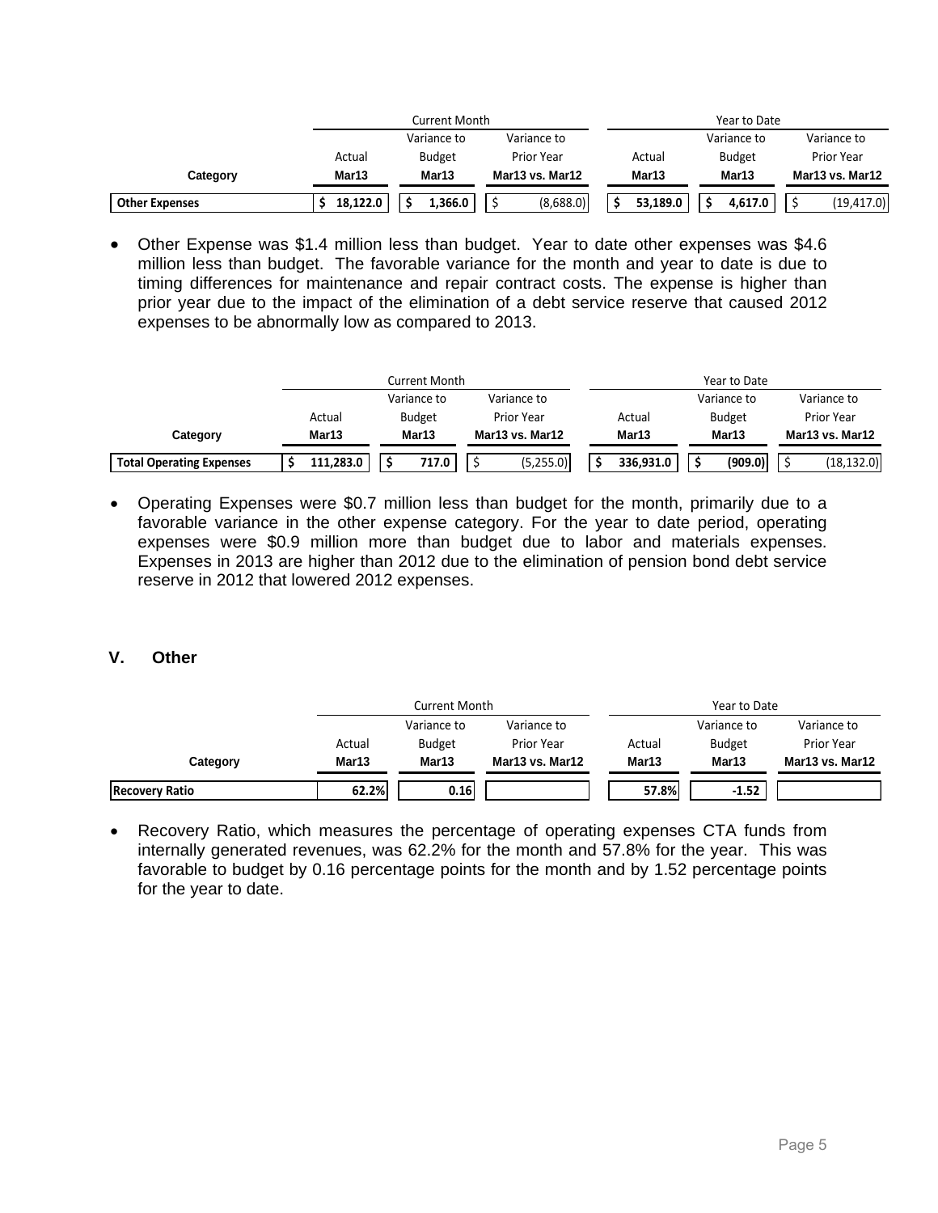| Category | Current Month | | | Year to Date | | |
|---|---|---|---|---|---|---|
| | Actual Mar13 | Variance to Budget Mar13 | Variance to Prior Year Mar13 vs. Mar12 | Actual Mar13 | Variance to Budget Mar13 | Variance to Prior Year Mar13 vs. Mar12 |
| **Other Expenses** | $ 18,122.0 | $ 1,366.0 | $ (8,688.0) | $ 53,189.0 | $ 4,617.0 | $ (19,417.0) |

- Other Expense was $1.4 million less than budget. Year to date other expenses was $4.6 million less than budget. The favorable variance for the month and year to date is due to timing differences for maintenance and repair contract costs. The expense is higher than prior year due to the impact of the elimination of a debt service reserve that caused 2012 expenses to be abnormally low as compared to 2013.

| Category | Current Month | | | Year to Date | | |
|---|---|---|---|---|---|---|
| | Actual Mar13 | Variance to Budget Mar13 | Variance to Prior Year Mar13 vs. Mar12 | Actual Mar13 | Variance to Budget Mar13 | Variance to Prior Year Mar13 vs. Mar12 |
| **Total Operating Expenses** | $ 111,283.0 | $ 717.0 | $ (5,255.0) | $ 336,931.0 | $ (909.0) | $ (18,132.0) |

- Operating Expenses were $0.7 million less than budget for the month, primarily due to a favorable variance in the other expense category. For the year to date period, operating expenses were $0.9 million more than budget due to labor and materials expenses. Expenses in 2013 are higher than 2012 due to the elimination of pension bond debt service reserve in 2012 that lowered 2012 expenses.

## V. Other

| Category | Current Month | | | Year to Date | | |
|---|---|---|---|---|---|---|
| | Actual Mar13 | Variance to Budget Mar13 | Variance to Prior Year Mar13 vs. Mar12 | Actual Mar13 | Variance to Budget Mar13 | Variance to Prior Year Mar13 vs. Mar12 |
| **Recovery Ratio** | 62.2% | 0.16 | | 57.8% | -1.52 | |

- Recovery Ratio, which measures the percentage of operating expenses CTA funds from internally generated revenues, was 62.2% for the month and 57.8% for the year. This was favorable to budget by 0.16 percentage points for the month and by 1.52 percentage points for the year to date.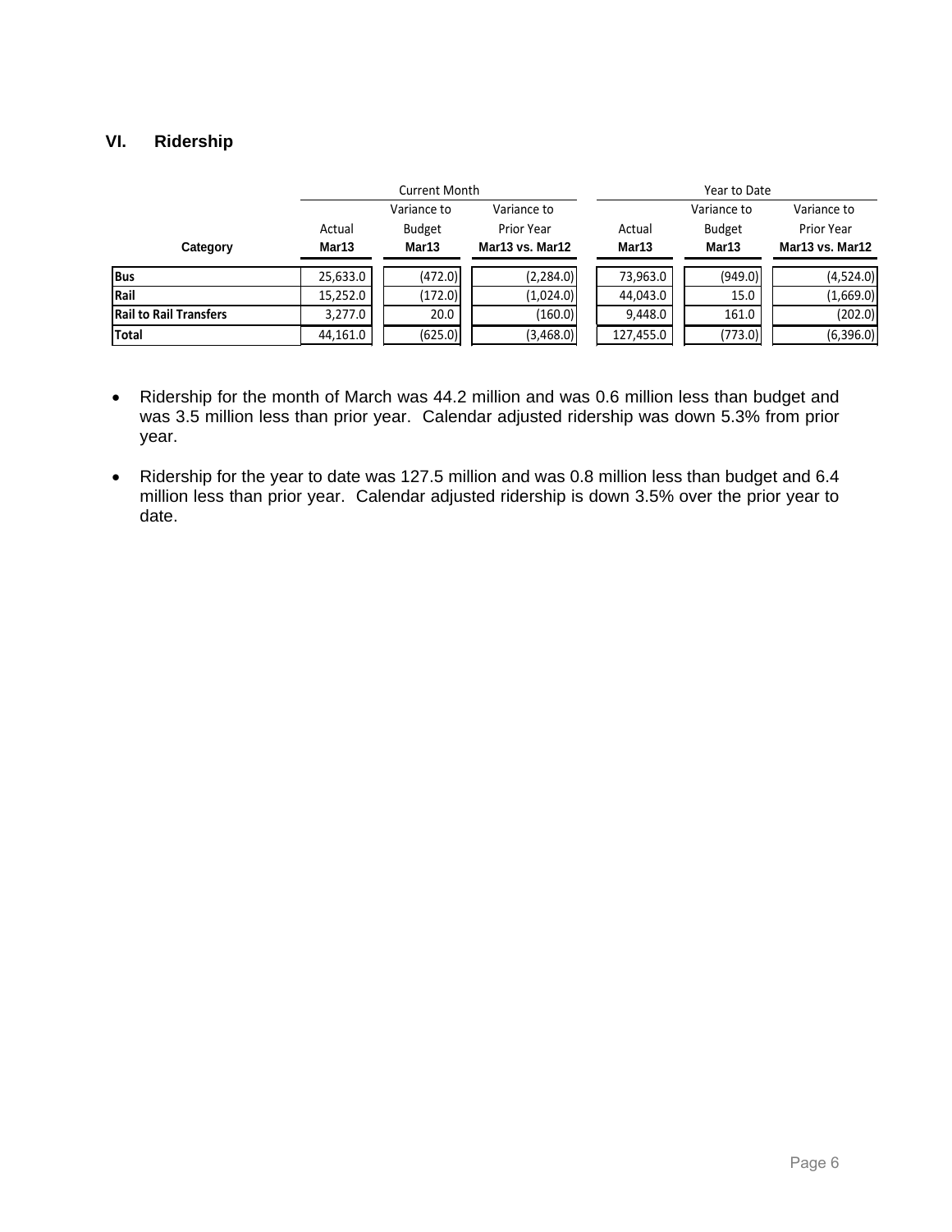## VI. Ridership

| Category | Current Month | | | Year to Date | | |
|---|---|---|---|---|---|---|
| | Actual Mar13 | Variance to Budget Mar13 | Variance to Prior Year Mar13 vs. Mar12 | Actual Mar13 | Variance to Budget Mar13 | Variance to Prior Year Mar13 vs. Mar12 |
| **Bus** | 25,633.0 | (472.0) | (2,284.0) | 73,963.0 | (949.0) | (4,524.0) |
| **Rail** | 15,252.0 | (172.0) | (1,024.0) | 44,043.0 | 15.0 | (1,669.0) |
| **Rail to Rail Transfers** | 3,277.0 | 20.0 | (160.0) | 9,448.0 | 161.0 | (202.0) |
| **Total** | 44,161.0 | (625.0) | (3,468.0) | 127,455.0 | (773.0) | (6,396.0) |

- Ridership for the month of March was 44.2 million and was 0.6 million less than budget and was 3.5 million less than prior year. Calendar adjusted ridership was down 5.3% from prior year.

- Ridership for the year to date was 127.5 million and was 0.8 million less than budget and 6.4 million less than prior year. Calendar adjusted ridership is down 3.5% over the prior year to date.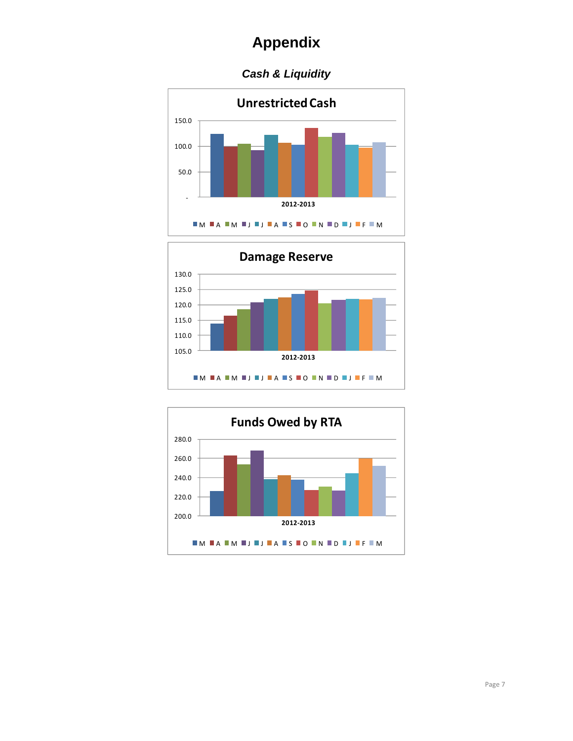# Appendix

## *Cash & Liquidity*

**Unrestricted Cash**

150.0
100.0
50.0
-

2012-2013

M A M J J A S O N D J F M

**Damage Reserve**

130.0
125.0
120.0
115.0
110.0
105.0

2012-2013

M A M J J A S O N D J F M

**Funds Owed by RTA**

280.0
260.0
240.0
220.0
200.0

2012-2013

M A M J J A S O N D J F M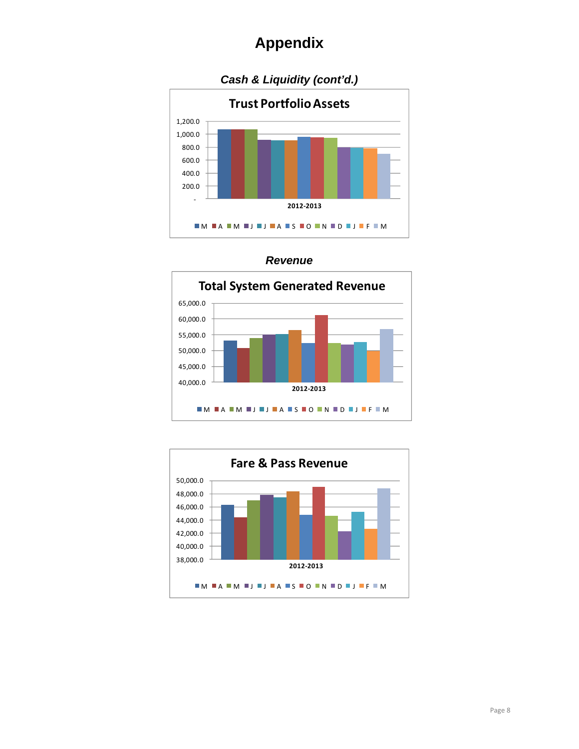# Appendix

## *Cash & Liquidity (cont'd.)*

**Trust Portfolio Assets**

1,200.0
1,000.0
800.0
600.0
400.0
200.0
-

2012-2013

M A M J J A S O N D J F M

## *Revenue*

**Total System Generated Revenue**

65,000.0
60,000.0
55,000.0
50,000.0
45,000.0
40,000.0

2012-2013

M A M J J A S O N D J F M

**Fare & Pass Revenue**

50,000.0
48,000.0
46,000.0
44,000.0
42,000.0
40,000.0
38,000.0

2012-2013

M A M J J A S O N D J F M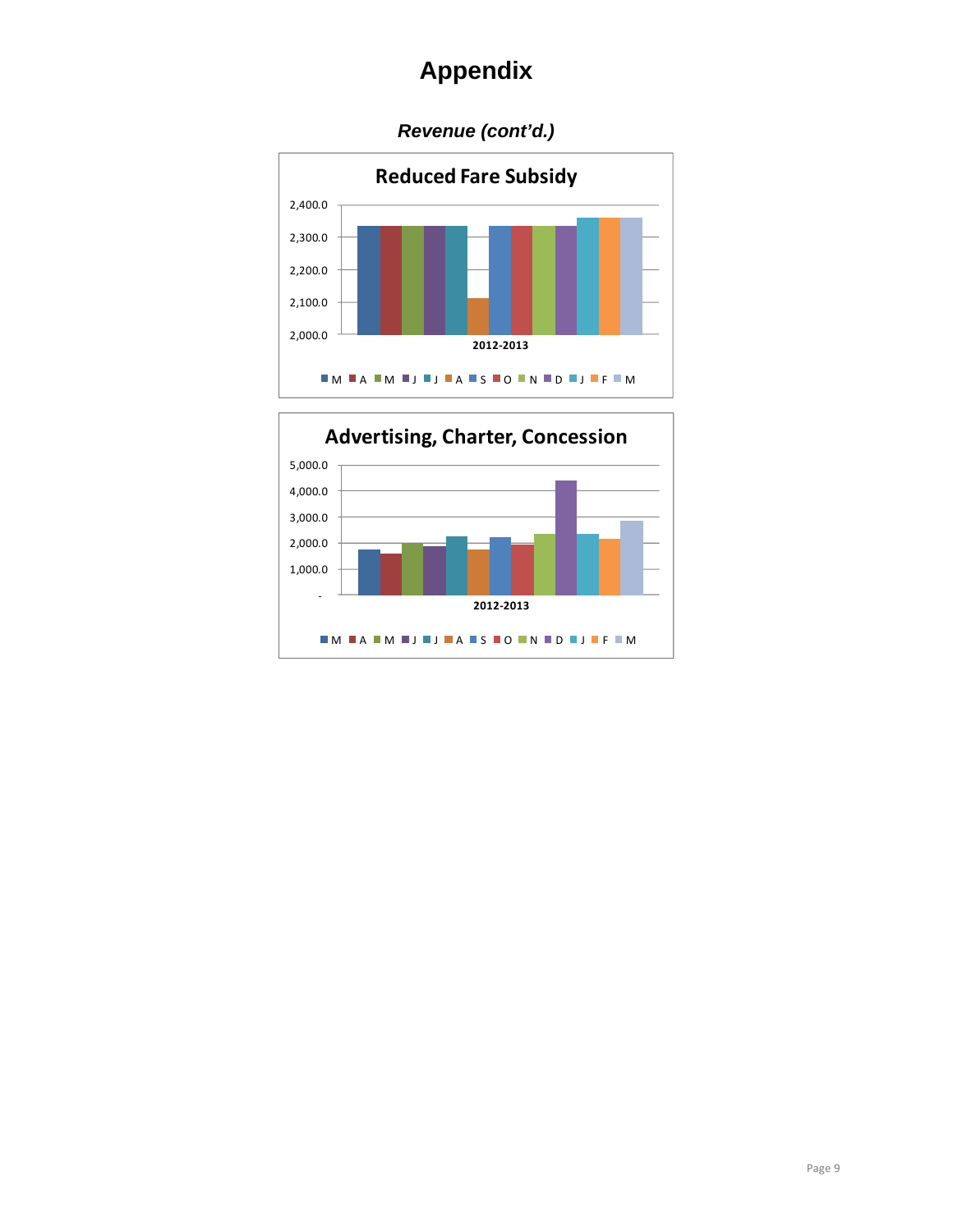# Appendix

***Revenue (cont'd.)***

**Reduced Fare Subsidy**

2,400.0
2,300.0
2,200.0
2,100.0
2,000.0

2012-2013

M A M J J A S O N D J F M

**Advertising, Charter, Concession**

5,000.0
4,000.0
3,000.0
2,000.0
1,000.0
-

2012-2013

M A M J J A S O N D J F M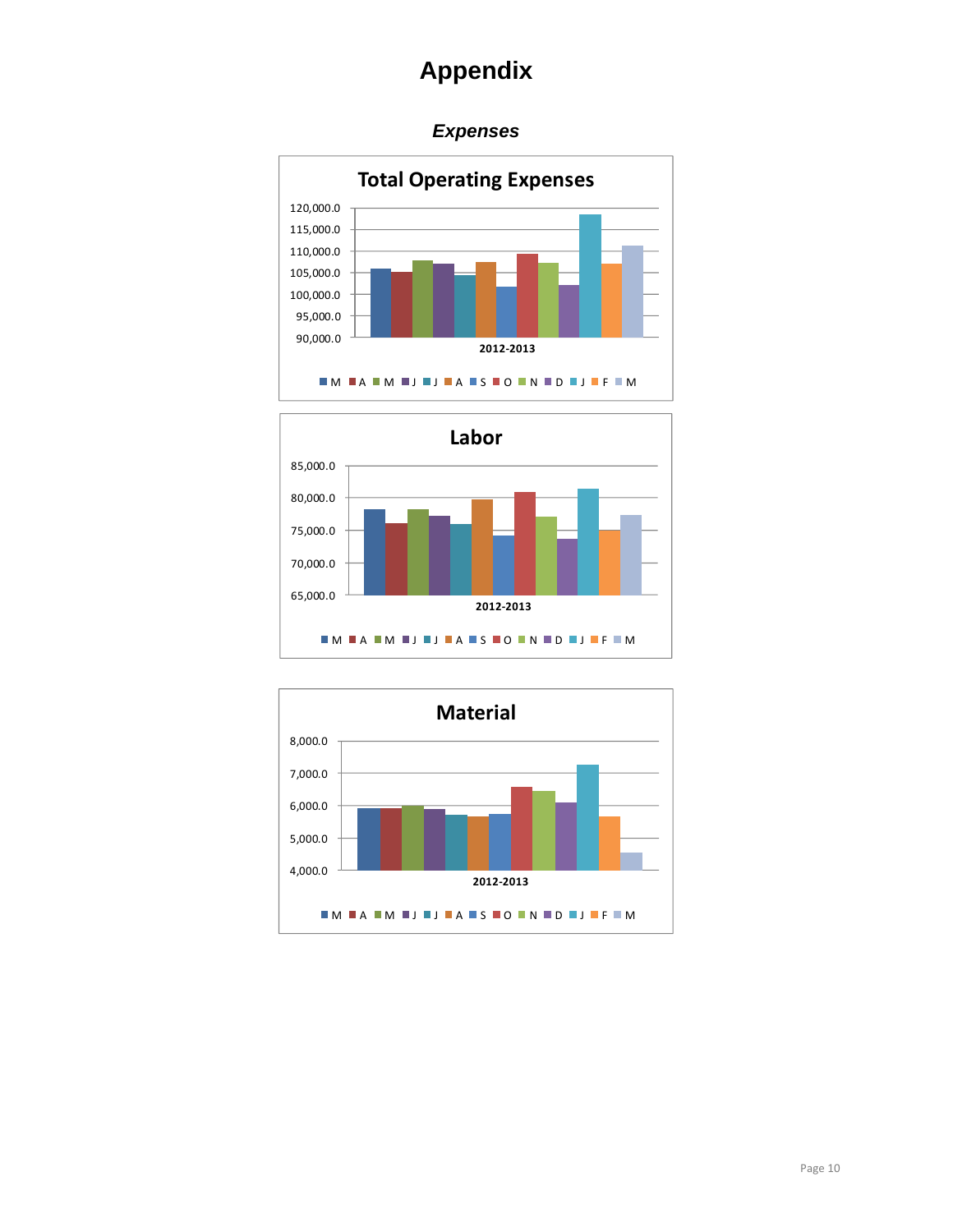# Appendix

## *Expenses*

**Total Operating Expenses**

120,000.0
115,000.0
110,000.0
105,000.0
100,000.0
95,000.0
90,000.0

2012-2013

M A M J J A S O N D J F M

**Labor**

85,000.0
80,000.0
75,000.0
70,000.0
65,000.0

2012-2013

M A M J J A S O N D J F M

**Material**

8,000.0
7,000.0
6,000.0
5,000.0
4,000.0

2012-2013

M A M J J A S O N D J F M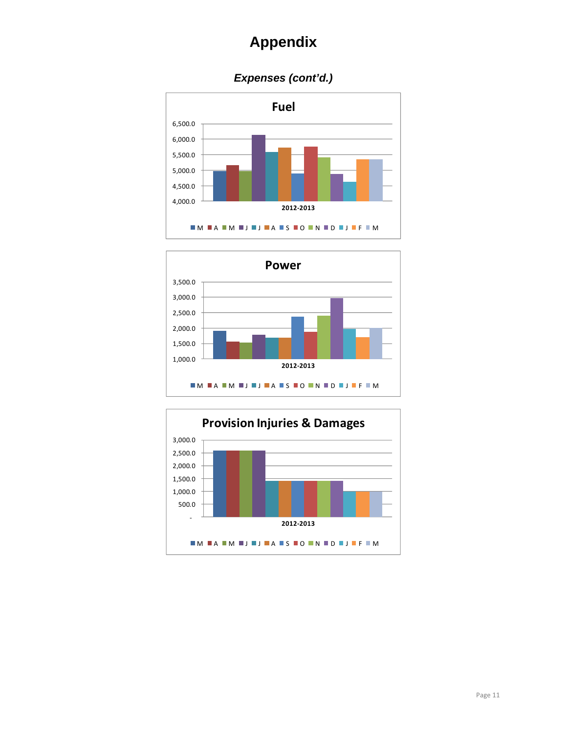# Appendix

## *Expenses (cont'd.)*

**Fuel**

6,500.0
6,000.0
5,500.0
5,000.0
4,500.0
4,000.0

2012-2013

M A M J J A S O N D J F M

**Power**

3,500.0
3,000.0
2,500.0
2,000.0
1,500.0
1,000.0

2012-2013

M A M J J A S O N D J F M

**Provision Injuries & Damages**

3,000.0
2,500.0
2,000.0
1,500.0
1,000.0
500.0
-

2012-2013

M A M J J A S O N D J F M